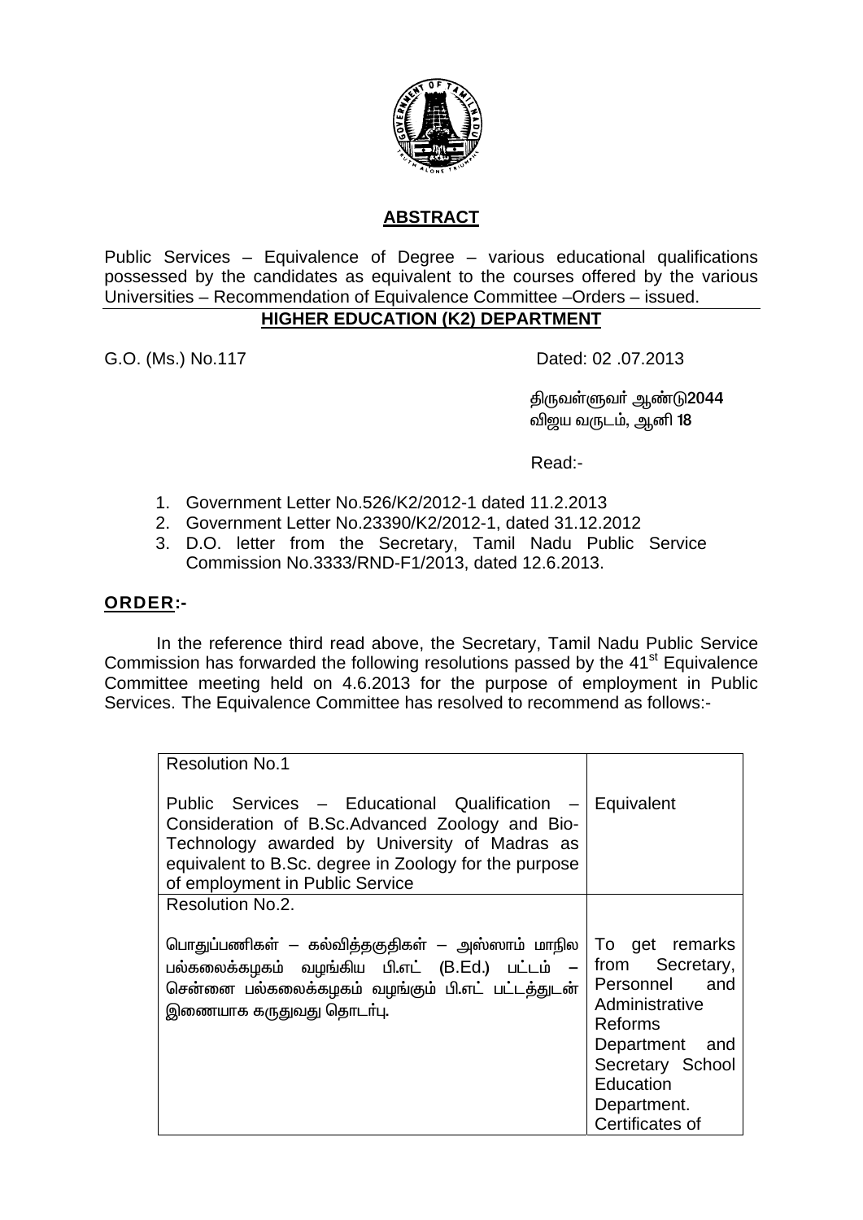## ABSTRACT

Public Services – Equivalence of Degree – various educational qualifications possessed by the candidates as equivalent to the courses offered by the various Universities – Recommendation of Equivalence Committee –Orders – issued.

### HIGHER EDUCATION (K2) DEPARTMENT

G.O. (Ms.) No.117 Dated: 02 .07.2013

திருவள்ளுவர் ஆண்டு2044
விஜய வருடம், ஆனி 18

Read:-

1. Government Letter No.526/K2/2012-1 dated 11.2.2013
2. Government Letter No.23390/K2/2012-1, dated 31.12.2012
3. D.O. letter from the Secretary, Tamil Nadu Public Service Commission No.3333/RND-F1/2013, dated 12.6.2013.

**ORDER:-**

In the reference third read above, the Secretary, Tamil Nadu Public Service Commission has forwarded the following resolutions passed by the 41st Equivalence Committee meeting held on 4.6.2013 for the purpose of employment in Public Services. The Equivalence Committee has resolved to recommend as follows:-

| | |
|---|---|
| Resolution No.1<br><br>Public Services – Educational Qualification – Consideration of B.Sc.Advanced Zoology and Bio-Technology awarded by University of Madras as equivalent to B.Sc. degree in Zoology for the purpose of employment in Public Service | Equivalent |
| Resolution No.2.<br><br>பொதுப்பணிகள் – கல்வித்தகுதிகள் – அஸ்ஸாம் மாநில பல்கலைக்கழகம் வழங்கிய பி.எட் (B.Ed.) பட்டம் – சென்னை பல்கலைக்கழகம் வழங்கும் பி.எட் பட்டத்துடன் இணையாக கருதுவது தொடர்பு. | To get remarks from Secretary, Personnel and Administrative Reforms Department and Secretary School Education Department. Certificates of |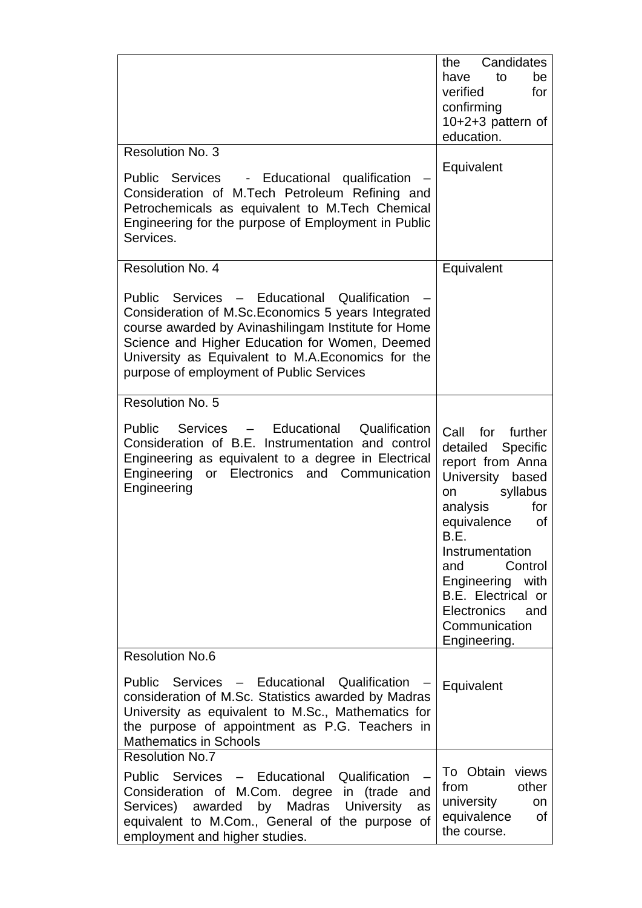| | |
|---|---|
| | the Candidates have to be verified for confirming 10+2+3 pattern of education. |
| Resolution No. 3<br><br>Public Services - Educational qualification – Consideration of M.Tech Petroleum Refining and Petrochemicals as equivalent to M.Tech Chemical Engineering for the purpose of Employment in Public Services. | Equivalent |
| Resolution No. 4<br><br>Public Services – Educational Qualification – Consideration of M.Sc.Economics 5 years Integrated course awarded by Avinashilingam Institute for Home Science and Higher Education for Women, Deemed University as Equivalent to M.A.Economics for the purpose of employment of Public Services | Equivalent |
| Resolution No. 5<br><br>Public Services – Educational Qualification Consideration of B.E. Instrumentation and control Engineering as equivalent to a degree in Electrical Engineering or Electronics and Communication Engineering | Call for further detailed Specific report from Anna University based on syllabus analysis for equivalence of B.E. Instrumentation and Control Engineering with B.E. Electrical or Electronics and Communication Engineering. |
| Resolution No.6<br><br>Public Services – Educational Qualification – consideration of M.Sc. Statistics awarded by Madras University as equivalent to M.Sc., Mathematics for the purpose of appointment as P.G. Teachers in Mathematics in Schools | Equivalent |
| Resolution No.7<br><br>Public Services – Educational Qualification – Consideration of M.Com. degree in (trade and Services) awarded by Madras University as equivalent to M.Com., General of the purpose of employment and higher studies. | To Obtain views from other university on equivalence of the course. |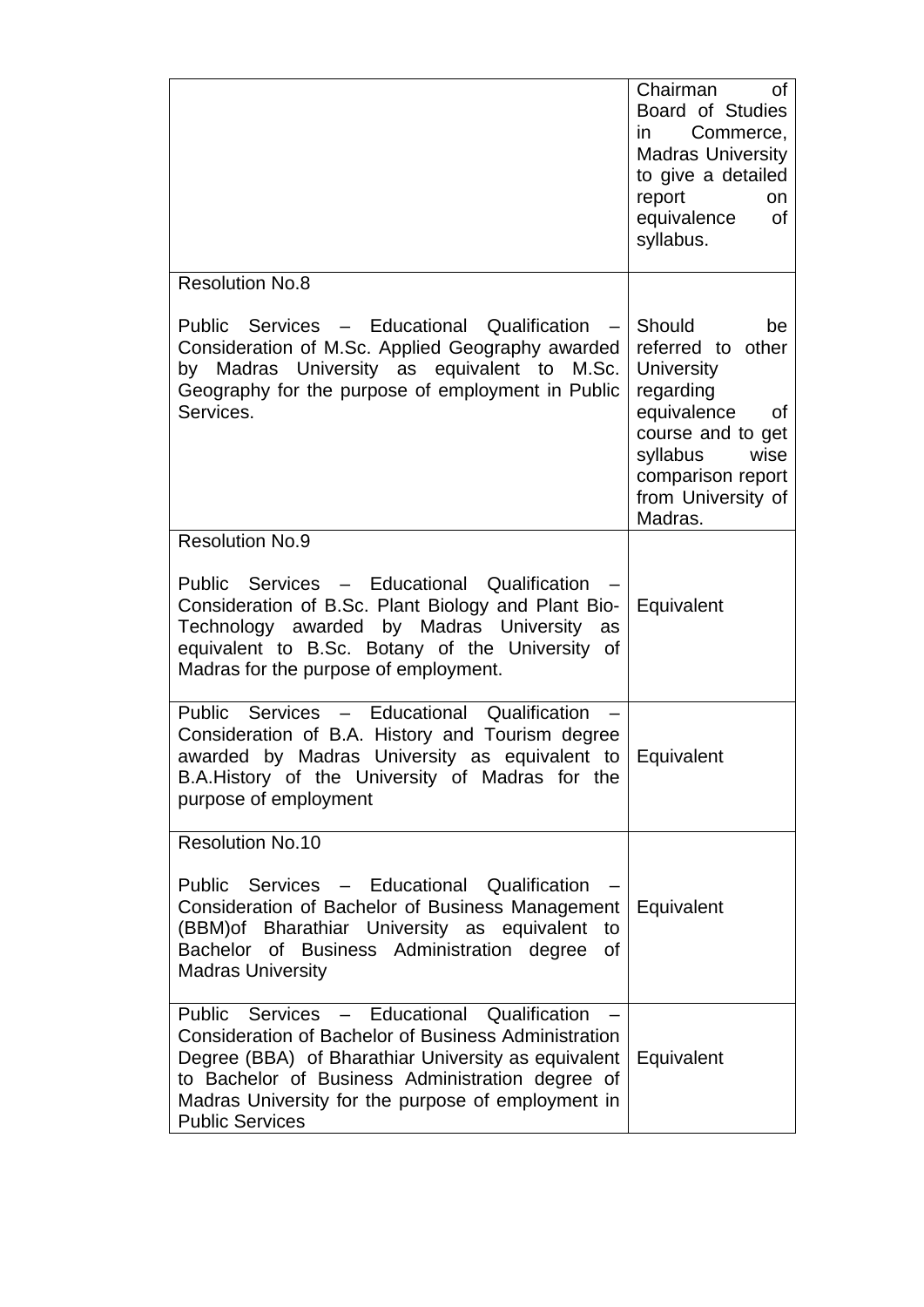| | |
|---|---|
| | Chairman of Board of Studies in Commerce, Madras University to give a detailed report on equivalence of syllabus. |
| Resolution No.8<br><br>Public Services – Educational Qualification – Consideration of M.Sc. Applied Geography awarded by Madras University as equivalent to M.Sc. Geography for the purpose of employment in Public Services. | Should be referred to other University regarding equivalence of course and to get syllabus wise comparison report from University of Madras. |
| Resolution No.9<br><br>Public Services – Educational Qualification – Consideration of B.Sc. Plant Biology and Plant Bio-Technology awarded by Madras University as equivalent to B.Sc. Botany of the University of Madras for the purpose of employment. | Equivalent |
| Public Services – Educational Qualification – Consideration of B.A. History and Tourism degree awarded by Madras University as equivalent to B.A.History of the University of Madras for the purpose of employment | Equivalent |
| Resolution No.10<br><br>Public Services – Educational Qualification – Consideration of Bachelor of Business Management (BBM)of Bharathiar University as equivalent to Bachelor of Business Administration degree of Madras University | Equivalent |
| Public Services – Educational Qualification – Consideration of Bachelor of Business Administration Degree (BBA) of Bharathiar University as equivalent to Bachelor of Business Administration degree of Madras University for the purpose of employment in Public Services | Equivalent |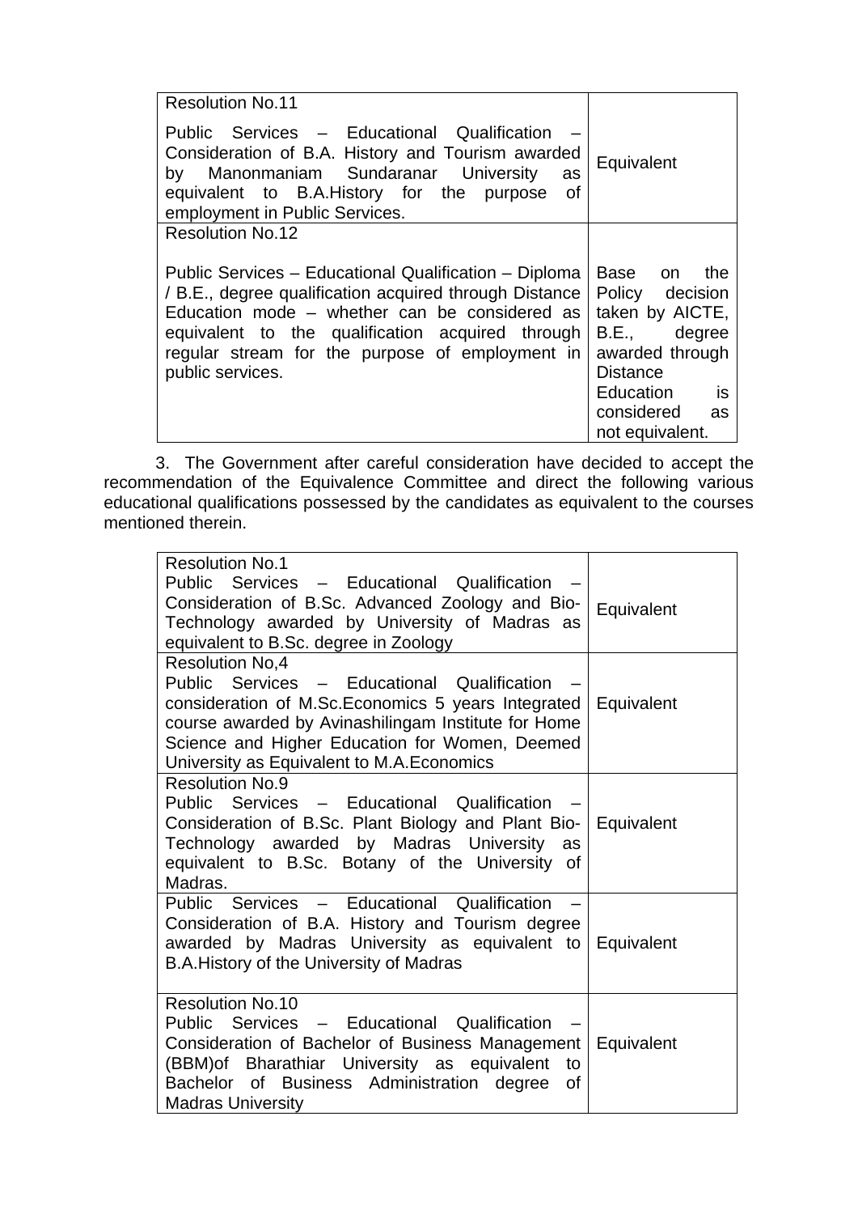| Resolution No.11<br><br>Public Services – Educational Qualification – Consideration of B.A. History and Tourism awarded by Manonmaniam Sundaranar University as equivalent to B.A.History for the purpose of employment in Public Services. | Equivalent |
|---|---|
| Resolution No.12<br><br>Public Services – Educational Qualification – Diploma / B.E., degree qualification acquired through Distance Education mode – whether can be considered as equivalent to the qualification acquired through regular stream for the purpose of employment in public services. | Base on the Policy decision taken by AICTE, B.E., degree awarded through Distance Education is considered as not equivalent. |

3. The Government after careful consideration have decided to accept the recommendation of the Equivalence Committee and direct the following various educational qualifications possessed by the candidates as equivalent to the courses mentioned therein.

| Resolution No.1<br>Public Services – Educational Qualification – Consideration of B.Sc. Advanced Zoology and Bio-Technology awarded by University of Madras as equivalent to B.Sc. degree in Zoology | Equivalent |
|---|---|
| Resolution No,4<br>Public Services – Educational Qualification – consideration of M.Sc.Economics 5 years Integrated course awarded by Avinashilingam Institute for Home Science and Higher Education for Women, Deemed University as Equivalent to M.A.Economics | Equivalent |
| Resolution No.9<br>Public Services – Educational Qualification – Consideration of B.Sc. Plant Biology and Plant Bio-Technology awarded by Madras University as equivalent to B.Sc. Botany of the University of Madras. | Equivalent |
| Public Services – Educational Qualification – Consideration of B.A. History and Tourism degree awarded by Madras University as equivalent to B.A.History of the University of Madras | Equivalent |
| Resolution No.10<br>Public Services – Educational Qualification – Consideration of Bachelor of Business Management (BBM)of Bharathiar University as equivalent to Bachelor of Business Administration degree of Madras University | Equivalent |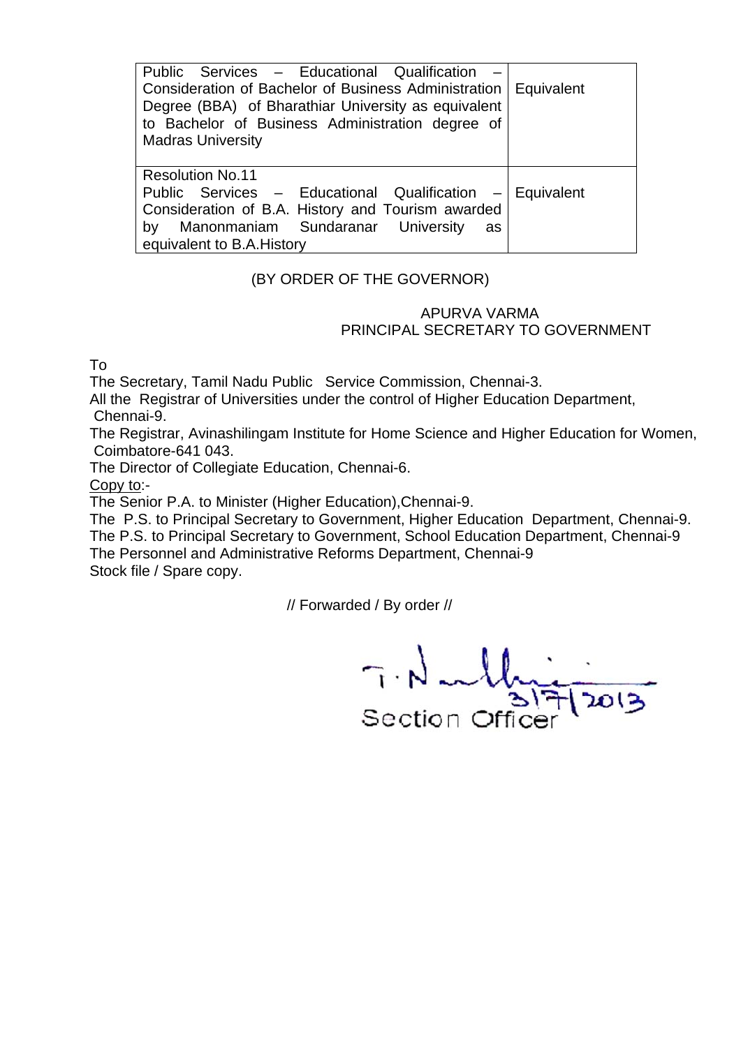| | |
|---|---|
| Public Services – Educational Qualification – Consideration of Bachelor of Business Administration Degree (BBA) of Bharathiar University as equivalent to Bachelor of Business Administration degree of Madras University | Equivalent |
| Resolution No.11<br>Public Services – Educational Qualification – Consideration of B.A. History and Tourism awarded by Manonmaniam Sundaranar University as equivalent to B.A.History | Equivalent |

(BY ORDER OF THE GOVERNOR)

APURVA VARMA
PRINCIPAL SECRETARY TO GOVERNMENT

To
The Secretary, Tamil Nadu Public Service Commission, Chennai-3.
All the Registrar of Universities under the control of Higher Education Department, Chennai-9.
The Registrar, Avinashilingam Institute for Home Science and Higher Education for Women, Coimbatore-641 043.
The Director of Collegiate Education, Chennai-6.
Copy to:-
The Senior P.A. to Minister (Higher Education),Chennai-9.
The P.S. to Principal Secretary to Government, Higher Education Department, Chennai-9.
The P.S. to Principal Secretary to Government, School Education Department, Chennai-9
The Personnel and Administrative Reforms Department, Chennai-9
Stock file / Spare copy.

// Forwarded / By order //

T.N. 3/7/2013
Section Officer